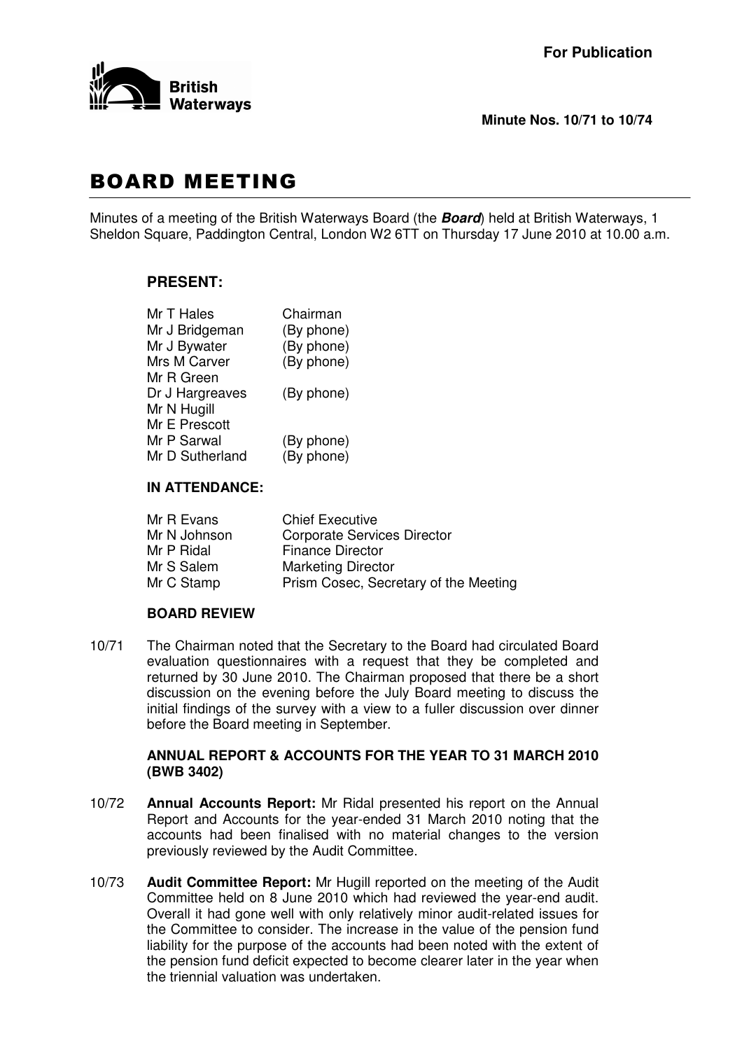**For Publication**

**Minute Nos. 10/71 to 10/74**

# BOARD MEETING

Minutes of a meeting of the British Waterways Board (the ***Board***) held at British Waterways, 1 Sheldon Square, Paddington Central, London W2 6TT on Thursday 17 June 2010 at 10.00 a.m.

## PRESENT:

| | |
|---|---|
| Mr T Hales | Chairman |
| Mr J Bridgeman | (By phone) |
| Mr J Bywater | (By phone) |
| Mrs M Carver | (By phone) |
| Mr R Green | |
| Dr J Hargreaves | (By phone) |
| Mr N Hugill | |
| Mr E Prescott | |
| Mr P Sarwal | (By phone) |
| Mr D Sutherland | (By phone) |

## IN ATTENDANCE:

| | |
|---|---|
| Mr R Evans | Chief Executive |
| Mr N Johnson | Corporate Services Director |
| Mr P Ridal | Finance Director |
| Mr S Salem | Marketing Director |
| Mr C Stamp | Prism Cosec, Secretary of the Meeting |

### BOARD REVIEW

10/71 The Chairman noted that the Secretary to the Board had circulated Board evaluation questionnaires with a request that they be completed and returned by 30 June 2010. The Chairman proposed that there be a short discussion on the evening before the July Board meeting to discuss the initial findings of the survey with a view to a fuller discussion over dinner before the Board meeting in September.

### ANNUAL REPORT & ACCOUNTS FOR THE YEAR TO 31 MARCH 2010 (BWB 3402)

10/72 **Annual Accounts Report:** Mr Ridal presented his report on the Annual Report and Accounts for the year-ended 31 March 2010 noting that the accounts had been finalised with no material changes to the version previously reviewed by the Audit Committee.

10/73 **Audit Committee Report:** Mr Hugill reported on the meeting of the Audit Committee held on 8 June 2010 which had reviewed the year-end audit. Overall it had gone well with only relatively minor audit-related issues for the Committee to consider. The increase in the value of the pension fund liability for the purpose of the accounts had been noted with the extent of the pension fund deficit expected to become clearer later in the year when the triennial valuation was undertaken.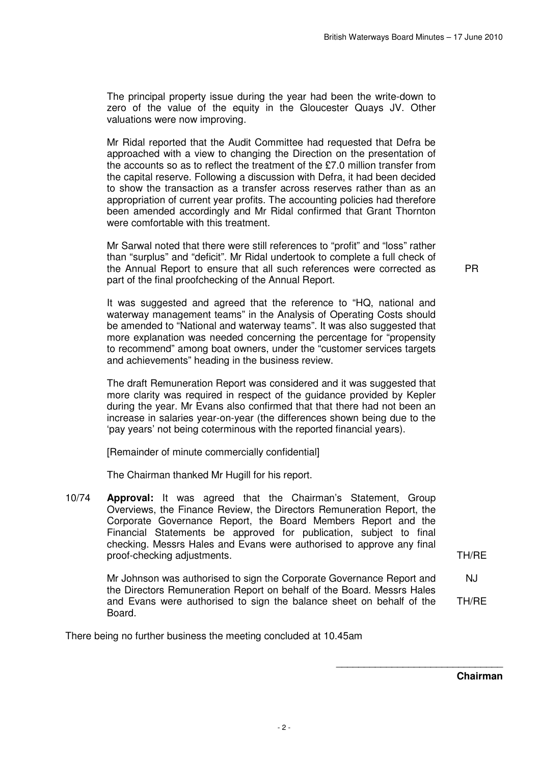The principal property issue during the year had been the write-down to zero of the value of the equity in the Gloucester Quays JV. Other valuations were now improving.

Mr Ridal reported that the Audit Committee had requested that Defra be approached with a view to changing the Direction on the presentation of the accounts so as to reflect the treatment of the £7.0 million transfer from the capital reserve. Following a discussion with Defra, it had been decided to show the transaction as a transfer across reserves rather than as an appropriation of current year profits. The accounting policies had therefore been amended accordingly and Mr Ridal confirmed that Grant Thornton were comfortable with this treatment.

Mr Sarwal noted that there were still references to "profit" and "loss" rather than "surplus" and "deficit". Mr Ridal undertook to complete a full check of the Annual Report to ensure that all such references were corrected as part of the final proofchecking of the Annual Report. **PR**

It was suggested and agreed that the reference to "HQ, national and waterway management teams" in the Analysis of Operating Costs should be amended to "National and waterway teams". It was also suggested that more explanation was needed concerning the percentage for "propensity to recommend" among boat owners, under the "customer services targets and achievements" heading in the business review.

The draft Remuneration Report was considered and it was suggested that more clarity was required in respect of the guidance provided by Kepler during the year. Mr Evans also confirmed that that there had not been an increase in salaries year-on-year (the differences shown being due to the 'pay years' not being coterminous with the reported financial years).

[Remainder of minute commercially confidential]

The Chairman thanked Mr Hugill for his report.

10/74 **Approval:** It was agreed that the Chairman's Statement, Group Overviews, the Finance Review, the Directors Remuneration Report, the Corporate Governance Report, the Board Members Report and the Financial Statements be approved for publication, subject to final checking. Messrs Hales and Evans were authorised to approve any final proof-checking adjustments. **TH/RE**

Mr Johnson was authorised to sign the Corporate Governance Report and the Directors Remuneration Report on behalf of the Board. **NJ** Messrs Hales and Evans were authorised to sign the balance sheet on behalf of the Board. **TH/RE**

There being no further business the meeting concluded at 10.45am

\_\_\_\_\_\_\_\_\_\_\_\_\_\_\_\_\_\_\_\_\_\_\_\_\_\_\_\_\_\_\_\_

**Chairman**